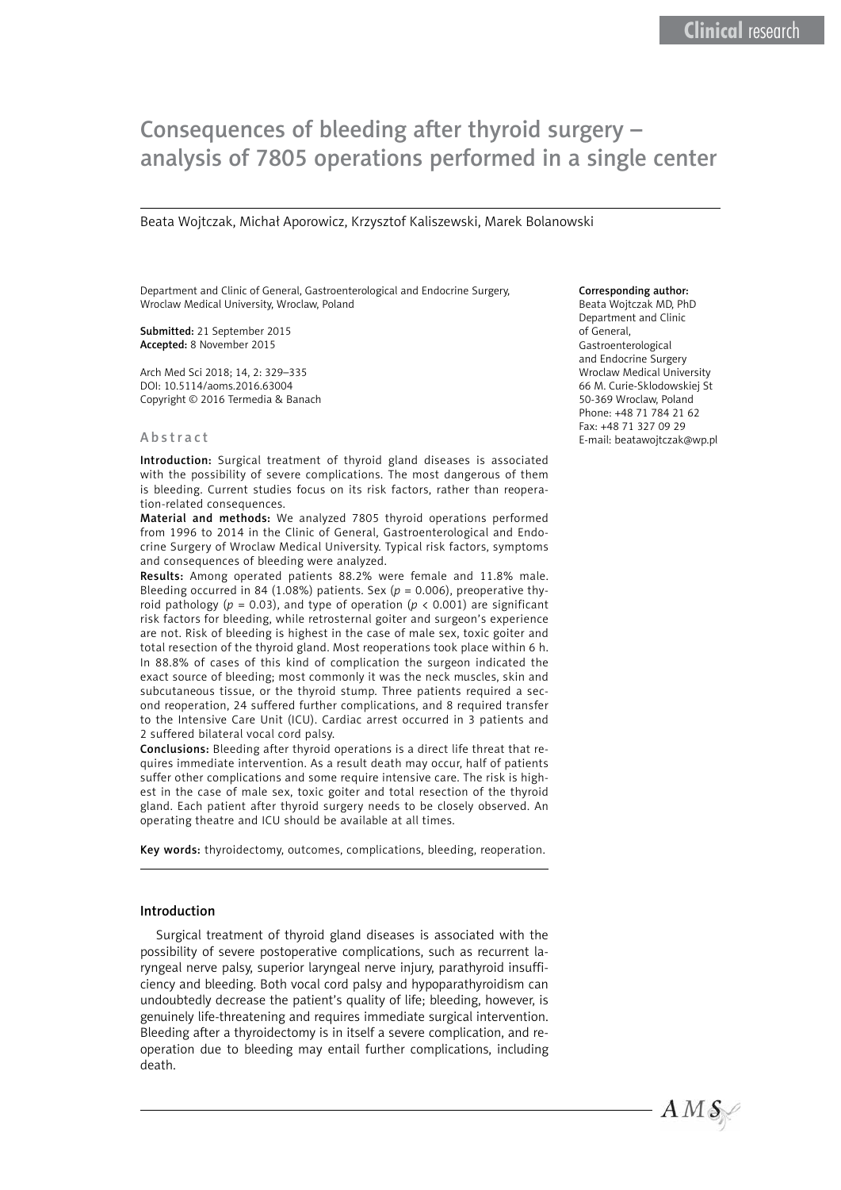# Consequences of bleeding after thyroid surgery – analysis of 7805 operations performed in a single center

Beata Wojtczak, Michał Aporowicz, Krzysztof Kaliszewski, Marek Bolanowski

Department and Clinic of General, Gastroenterological and Endocrine Surgery, Wroclaw Medical University, Wroclaw, Poland

**Submitted:** 21 September 2015
**Accepted:** 8 November 2015

Arch Med Sci 2018; 14, 2: 329–335
DOI: 10.5114/aoms.2016.63004
Copyright © 2016 Termedia & Banach

**Corresponding author:**
Beata Wojtczak MD, PhD
Department and Clinic of General, Gastroenterological and Endocrine Surgery
Wroclaw Medical University
66 M. Curie-Sklodowskiej St
50-369 Wroclaw, Poland
Phone: +48 71 784 21 62
Fax: +48 71 327 09 29
E-mail: beatawojtczak@wp.pl

## Abstract

**Introduction:** Surgical treatment of thyroid gland diseases is associated with the possibility of severe complications. The most dangerous of them is bleeding. Current studies focus on its risk factors, rather than reoperation-related consequences.

**Material and methods:** We analyzed 7805 thyroid operations performed from 1996 to 2014 in the Clinic of General, Gastroenterological and Endocrine Surgery of Wroclaw Medical University. Typical risk factors, symptoms and consequences of bleeding were analyzed.

**Results:** Among operated patients 88.2% were female and 11.8% male. Bleeding occurred in 84 (1.08%) patients. Sex ($p = 0.006$), preoperative thyroid pathology ($p = 0.03$), and type of operation ($p < 0.001$) are significant risk factors for bleeding, while retrosternal goiter and surgeon's experience are not. Risk of bleeding is highest in the case of male sex, toxic goiter and total resection of the thyroid gland. Most reoperations took place within 6 h. In 88.8% of cases of this kind of complication the surgeon indicated the exact source of bleeding; most commonly it was the neck muscles, skin and subcutaneous tissue, or the thyroid stump. Three patients required a second reoperation, 24 suffered further complications, and 8 required transfer to the Intensive Care Unit (ICU). Cardiac arrest occurred in 3 patients and 2 suffered bilateral vocal cord palsy.

**Conclusions:** Bleeding after thyroid operations is a direct life threat that requires immediate intervention. As a result death may occur, half of patients suffer other complications and some require intensive care. The risk is highest in the case of male sex, toxic goiter and total resection of the thyroid gland. Each patient after thyroid surgery needs to be closely observed. An operating theatre and ICU should be available at all times.

**Key words:** thyroidectomy, outcomes, complications, bleeding, reoperation.

## Introduction

Surgical treatment of thyroid gland diseases is associated with the possibility of severe postoperative complications, such as recurrent laryngeal nerve palsy, superior laryngeal nerve injury, parathyroid insufficiency and bleeding. Both vocal cord palsy and hypoparathyroidism can undoubtedly decrease the patient's quality of life; bleeding, however, is genuinely life-threatening and requires immediate surgical intervention. Bleeding after a thyroidectomy is in itself a severe complication, and reoperation due to bleeding may entail further complications, including death.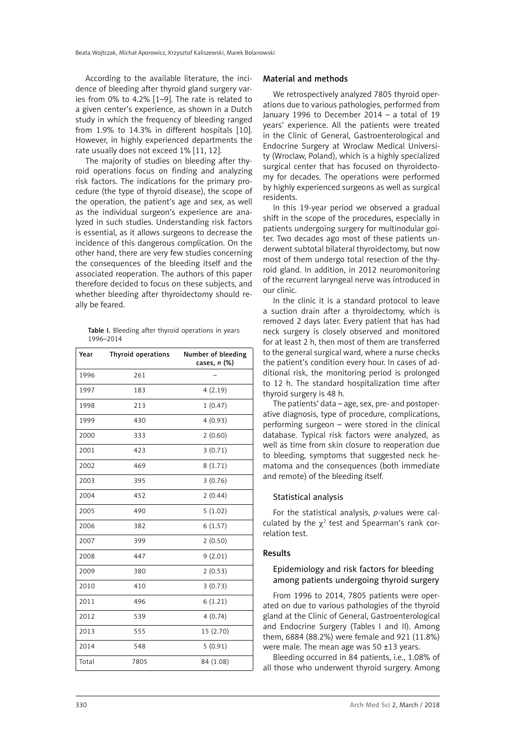According to the available literature, the incidence of bleeding after thyroid gland surgery varies from 0% to 4.2% [1–9]. The rate is related to a given center's experience, as shown in a Dutch study in which the frequency of bleeding ranged from 1.9% to 14.3% in different hospitals [10]. However, in highly experienced departments the rate usually does not exceed 1% [11, 12].

The majority of studies on bleeding after thyroid operations focus on finding and analyzing risk factors. The indications for the primary procedure (the type of thyroid disease), the scope of the operation, the patient's age and sex, as well as the individual surgeon's experience are analyzed in such studies. Understanding risk factors is essential, as it allows surgeons to decrease the incidence of this dangerous complication. On the other hand, there are very few studies concerning the consequences of the bleeding itself and the associated reoperation. The authors of this paper therefore decided to focus on these subjects, and whether bleeding after thyroidectomy should really be feared.

**Table I.** Bleeding after thyroid operations in years 1996–2014

| Year | Thyroid operations | Number of bleeding cases, *n* (%) |
|---|---|---|
| 1996 | 261 | – |
| 1997 | 183 | 4 (2.19) |
| 1998 | 213 | 1 (0.47) |
| 1999 | 430 | 4 (0.93) |
| 2000 | 333 | 2 (0.60) |
| 2001 | 423 | 3 (0.71) |
| 2002 | 469 | 8 (1.71) |
| 2003 | 395 | 3 (0.76) |
| 2004 | 452 | 2 (0.44) |
| 2005 | 490 | 5 (1.02) |
| 2006 | 382 | 6 (1.57) |
| 2007 | 399 | 2 (0.50) |
| 2008 | 447 | 9 (2.01) |
| 2009 | 380 | 2 (0.53) |
| 2010 | 410 | 3 (0.73) |
| 2011 | 496 | 6 (1.21) |
| 2012 | 539 | 4 (0.74) |
| 2013 | 555 | 15 (2.70) |
| 2014 | 548 | 5 (0.91) |
| Total | 7805 | 84 (1.08) |

## Material and methods

We retrospectively analyzed 7805 thyroid operations due to various pathologies, performed from January 1996 to December 2014 – a total of 19 years' experience. All the patients were treated in the Clinic of General, Gastroenterological and Endocrine Surgery at Wroclaw Medical University (Wroclaw, Poland), which is a highly specialized surgical center that has focused on thyroidectomy for decades. The operations were performed by highly experienced surgeons as well as surgical residents.

In this 19-year period we observed a gradual shift in the scope of the procedures, especially in patients undergoing surgery for multinodular goiter. Two decades ago most of these patients underwent subtotal bilateral thyroidectomy, but now most of them undergo total resection of the thyroid gland. In addition, in 2012 neuromonitoring of the recurrent laryngeal nerve was introduced in our clinic.

In the clinic it is a standard protocol to leave a suction drain after a thyroidectomy, which is removed 2 days later. Every patient that has had neck surgery is closely observed and monitored for at least 2 h, then most of them are transferred to the general surgical ward, where a nurse checks the patient's condition every hour. In cases of additional risk, the monitoring period is prolonged to 12 h. The standard hospitalization time after thyroid surgery is 48 h.

The patients' data – age, sex, pre- and postoperative diagnosis, type of procedure, complications, performing surgeon – were stored in the clinical database. Typical risk factors were analyzed, as well as time from skin closure to reoperation due to bleeding, symptoms that suggested neck hematoma and the consequences (both immediate and remote) of the bleeding itself.

### Statistical analysis

For the statistical analysis, *p*-values were calculated by the $\chi^2$ test and Spearman's rank correlation test.

## Results

### Epidemiology and risk factors for bleeding among patients undergoing thyroid surgery

From 1996 to 2014, 7805 patients were operated on due to various pathologies of the thyroid gland at the Clinic of General, Gastroenterological and Endocrine Surgery (Tables I and II). Among them, 6884 (88.2%) were female and 921 (11.8%) were male. The mean age was 50 ±13 years.

Bleeding occurred in 84 patients, i.e., 1.08% of all those who underwent thyroid surgery. Among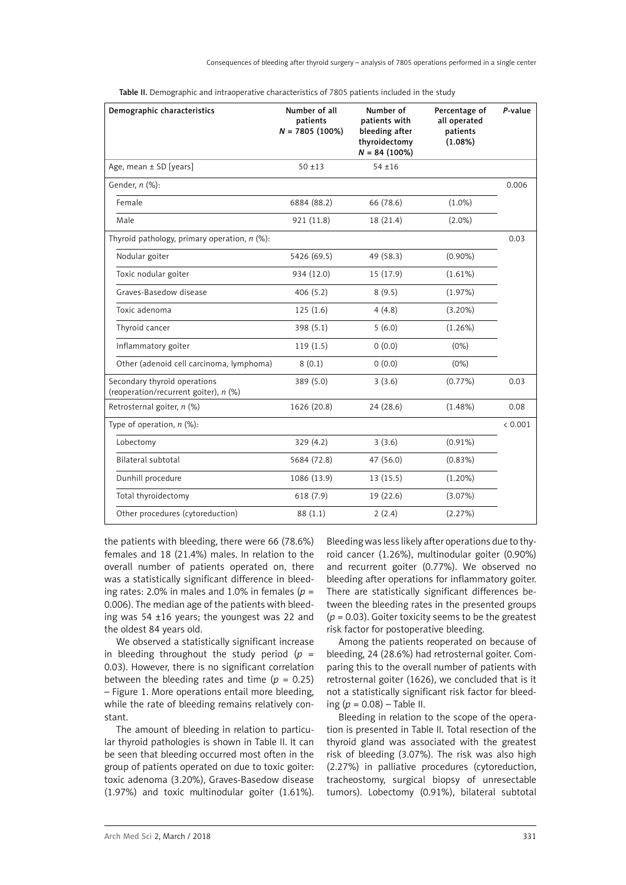**Table II.** Demographic and intraoperative characteristics of 7805 patients included in the study

| Demographic characteristics | Number of all patients $N$ = 7805 (100%) | Number of patients with bleeding after thyroidectomy $N$ = 84 (100%) | Percentage of all operated patients (1.08%) | $P$-value |
|---|---|---|---|---|
| Age, mean ± SD [years] | 50 ±13 | 54 ±16 | | |
| Gender, $n$ (%): | | | | 0.006 |
| Female | 6884 (88.2) | 66 (78.6) | (1.0%) | |
| Male | 921 (11.8) | 18 (21.4) | (2.0%) | |
| Thyroid pathology, primary operation, $n$ (%): | | | | 0.03 |
| Nodular goiter | 5426 (69.5) | 49 (58.3) | (0.90%) | |
| Toxic nodular goiter | 934 (12.0) | 15 (17.9) | (1.61%) | |
| Graves-Basedow disease | 406 (5.2) | 8 (9.5) | (1.97%) | |
| Toxic adenoma | 125 (1.6) | 4 (4.8) | (3.20%) | |
| Thyroid cancer | 398 (5.1) | 5 (6.0) | (1.26%) | |
| Inflammatory goiter | 119 (1.5) | 0 (0.0) | (0%) | |
| Other (adenoid cell carcinoma, lymphoma) | 8 (0.1) | 0 (0.0) | (0%) | |
| Secondary thyroid operations (reoperation/recurrent goiter), $n$ (%) | 389 (5.0) | 3 (3.6) | (0.77%) | 0.03 |
| Retrosternal goiter, $n$ (%) | 1626 (20.8) | 24 (28.6) | (1.48%) | 0.08 |
| Type of operation, $n$ (%): | | | | < 0.001 |
| Lobectomy | 329 (4.2) | 3 (3.6) | (0.91%) | |
| Bilateral subtotal | 5684 (72.8) | 47 (56.0) | (0.83%) | |
| Dunhill procedure | 1086 (13.9) | 13 (15.5) | (1.20%) | |
| Total thyroidectomy | 618 (7.9) | 19 (22.6) | (3.07%) | |
| Other procedures (cytoreduction) | 88 (1.1) | 2 (2.4) | (2.27%) | |

the patients with bleeding, there were 66 (78.6%) females and 18 (21.4%) males. In relation to the overall number of patients operated on, there was a statistically significant difference in bleeding rates: 2.0% in males and 1.0% in females ($p$ = 0.006). The median age of the patients with bleeding was 54 ±16 years; the youngest was 22 and the oldest 84 years old.

We observed a statistically significant increase in bleeding throughout the study period ($p$ = 0.03). However, there is no significant correlation between the bleeding rates and time ($p$ = 0.25) – Figure 1. More operations entail more bleeding, while the rate of bleeding remains relatively constant.

The amount of bleeding in relation to particular thyroid pathologies is shown in Table II. It can be seen that bleeding occurred most often in the group of patients operated on due to toxic goiter: toxic adenoma (3.20%), Graves-Basedow disease (1.97%) and toxic multinodular goiter (1.61%). Bleeding was less likely after operations due to thyroid cancer (1.26%), multinodular goiter (0.90%) and recurrent goiter (0.77%). We observed no bleeding after operations for inflammatory goiter. There are statistically significant differences between the bleeding rates in the presented groups ($p$ = 0.03). Goiter toxicity seems to be the greatest risk factor for postoperative bleeding.

Among the patients reoperated on because of bleeding, 24 (28.6%) had retrosternal goiter. Comparing this to the overall number of patients with retrosternal goiter (1626), we concluded that is it not a statistically significant risk factor for bleeding ($p$ = 0.08) – Table II.

Bleeding in relation to the scope of the operation is presented in Table II. Total resection of the thyroid gland was associated with the greatest risk of bleeding (3.07%). The risk was also high (2.27%) in palliative procedures (cytoreduction, tracheostomy, surgical biopsy of unresectable tumors). Lobectomy (0.91%), bilateral subtotal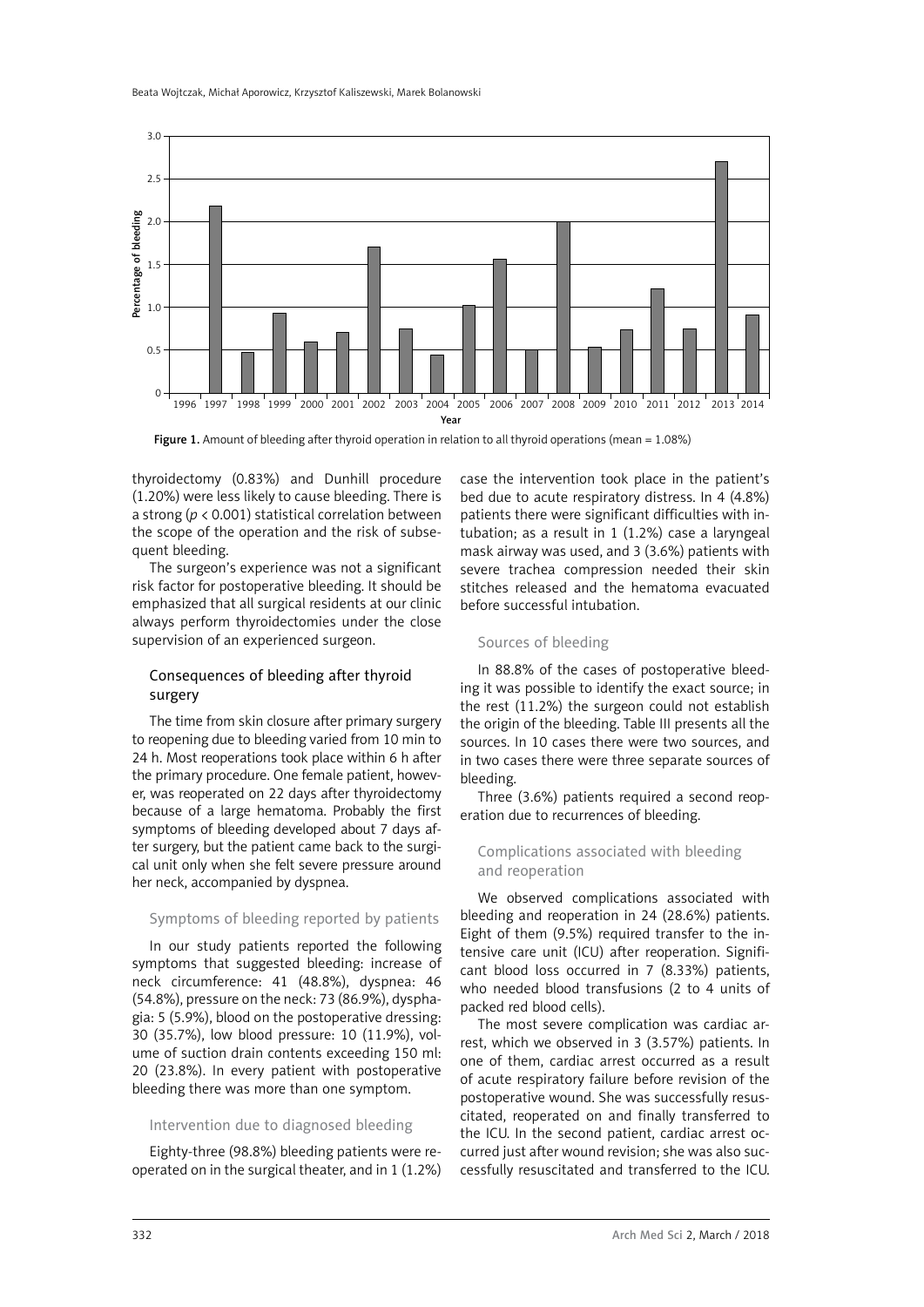Figure 1. Amount of bleeding after thyroid operation in relation to all thyroid operations (mean = 1.08%)

thyroidectomy (0.83%) and Dunhill procedure (1.20%) were less likely to cause bleeding. There is a strong ($p < 0.001$) statistical correlation between the scope of the operation and the risk of subsequent bleeding.

The surgeon's experience was not a significant risk factor for postoperative bleeding. It should be emphasized that all surgical residents at our clinic always perform thyroidectomies under the close supervision of an experienced surgeon.

## Consequences of bleeding after thyroid surgery

The time from skin closure after primary surgery to reopening due to bleeding varied from 10 min to 24 h. Most reoperations took place within 6 h after the primary procedure. One female patient, however, was reoperated on 22 days after thyroidectomy because of a large hematoma. Probably the first symptoms of bleeding developed about 7 days after surgery, but the patient came back to the surgical unit only when she felt severe pressure around her neck, accompanied by dyspnea.

### Symptoms of bleeding reported by patients

In our study patients reported the following symptoms that suggested bleeding: increase of neck circumference: 41 (48.8%), dyspnea: 46 (54.8%), pressure on the neck: 73 (86.9%), dysphagia: 5 (5.9%), blood on the postoperative dressing: 30 (35.7%), low blood pressure: 10 (11.9%), volume of suction drain contents exceeding 150 ml: 20 (23.8%). In every patient with postoperative bleeding there was more than one symptom.

### Intervention due to diagnosed bleeding

Eighty-three (98.8%) bleeding patients were reoperated on in the surgical theater, and in 1 (1.2%) case the intervention took place in the patient's bed due to acute respiratory distress. In 4 (4.8%) patients there were significant difficulties with intubation; as a result in 1 (1.2%) case a laryngeal mask airway was used, and 3 (3.6%) patients with severe trachea compression needed their skin stitches released and the hematoma evacuated before successful intubation.

### Sources of bleeding

In 88.8% of the cases of postoperative bleeding it was possible to identify the exact source; in the rest (11.2%) the surgeon could not establish the origin of the bleeding. Table III presents all the sources. In 10 cases there were two sources, and in two cases there were three separate sources of bleeding.

Three (3.6%) patients required a second reoperation due to recurrences of bleeding.

### Complications associated with bleeding and reoperation

We observed complications associated with bleeding and reoperation in 24 (28.6%) patients. Eight of them (9.5%) required transfer to the intensive care unit (ICU) after reoperation. Significant blood loss occurred in 7 (8.33%) patients, who needed blood transfusions (2 to 4 units of packed red blood cells).

The most severe complication was cardiac arrest, which we observed in 3 (3.57%) patients. In one of them, cardiac arrest occurred as a result of acute respiratory failure before revision of the postoperative wound. She was successfully resuscitated, reoperated on and finally transferred to the ICU. In the second patient, cardiac arrest occurred just after wound revision; she was also successfully resuscitated and transferred to the ICU.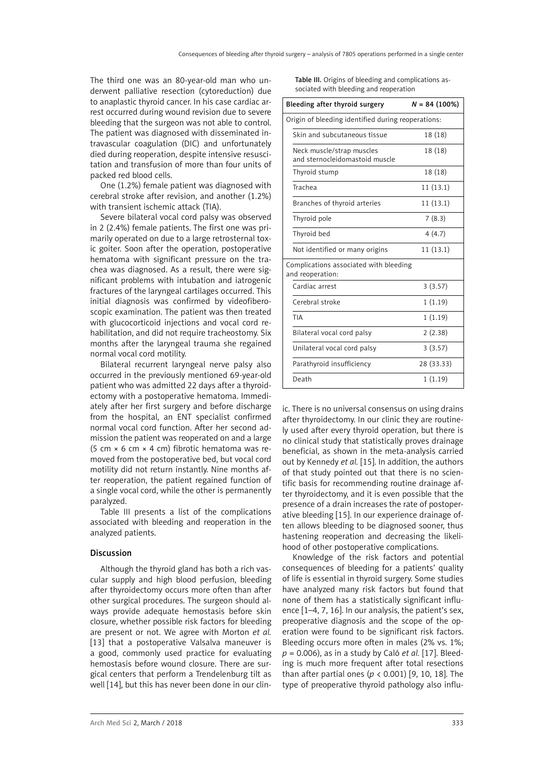The third one was an 80-year-old man who underwent palliative resection (cytoreduction) due to anaplastic thyroid cancer. In his case cardiac arrest occurred during wound revision due to severe bleeding that the surgeon was not able to control. The patient was diagnosed with disseminated intravascular coagulation (DIC) and unfortunately died during reoperation, despite intensive resuscitation and transfusion of more than four units of packed red blood cells.

One (1.2%) female patient was diagnosed with cerebral stroke after revision, and another (1.2%) with transient ischemic attack (TIA).

Severe bilateral vocal cord palsy was observed in 2 (2.4%) female patients. The first one was primarily operated on due to a large retrosternal toxic goiter. Soon after the operation, postoperative hematoma with significant pressure on the trachea was diagnosed. As a result, there were significant problems with intubation and iatrogenic fractures of the laryngeal cartilages occurred. This initial diagnosis was confirmed by videofiberoscopic examination. The patient was then treated with glucocorticoid injections and vocal cord rehabilitation, and did not require tracheostomy. Six months after the laryngeal trauma she regained normal vocal cord motility.

Bilateral recurrent laryngeal nerve palsy also occurred in the previously mentioned 69-year-old patient who was admitted 22 days after a thyroidectomy with a postoperative hematoma. Immediately after her first surgery and before discharge from the hospital, an ENT specialist confirmed normal vocal cord function. After her second admission the patient was reoperated on and a large (5 cm × 6 cm × 4 cm) fibrotic hematoma was removed from the postoperative bed, but vocal cord motility did not return instantly. Nine months after reoperation, the patient regained function of a single vocal cord, while the other is permanently paralyzed.

Table III presents a list of the complications associated with bleeding and reoperation in the analyzed patients.

**Table III.** Origins of bleeding and complications associated with bleeding and reoperation

| Bleeding after thyroid surgery | *N* = 84 (100%) |
|---|---|
| Origin of bleeding identified during reoperations: | |
| Skin and subcutaneous tissue | 18 (18) |
| Neck muscle/strap muscles and sternocleidomastoid muscle | 18 (18) |
| Thyroid stump | 18 (18) |
| Trachea | 11 (13.1) |
| Branches of thyroid arteries | 11 (13.1) |
| Thyroid pole | 7 (8.3) |
| Thyroid bed | 4 (4.7) |
| Not identified or many origins | 11 (13.1) |
| Complications associated with bleeding and reoperation: | |
| Cardiac arrest | 3 (3.57) |
| Cerebral stroke | 1 (1.19) |
| TIA | 1 (1.19) |
| Bilateral vocal cord palsy | 2 (2.38) |
| Unilateral vocal cord palsy | 3 (3.57) |
| Parathyroid insufficiency | 28 (33.33) |
| Death | 1 (1.19) |

## Discussion

Although the thyroid gland has both a rich vascular supply and high blood perfusion, bleeding after thyroidectomy occurs more often than after other surgical procedures. The surgeon should always provide adequate hemostasis before skin closure, whether possible risk factors for bleeding are present or not. We agree with Morton *et al.* [13] that a postoperative Valsalva maneuver is a good, commonly used practice for evaluating hemostasis before wound closure. There are surgical centers that perform a Trendelenburg tilt as well [14], but this has never been done in our clinic. There is no universal consensus on using drains after thyroidectomy. In our clinic they are routinely used after every thyroid operation, but there is no clinical study that statistically proves drainage beneficial, as shown in the meta-analysis carried out by Kennedy *et al.* [15]. In addition, the authors of that study pointed out that there is no scientific basis for recommending routine drainage after thyroidectomy, and it is even possible that the presence of a drain increases the rate of postoperative bleeding [15]. In our experience drainage often allows bleeding to be diagnosed sooner, thus hastening reoperation and decreasing the likelihood of other postoperative complications.

Knowledge of the risk factors and potential consequences of bleeding for a patients' quality of life is essential in thyroid surgery. Some studies have analyzed many risk factors but found that none of them has a statistically significant influence [1–4, 7, 16]. In our analysis, the patient's sex, preoperative diagnosis and the scope of the operation were found to be significant risk factors. Bleeding occurs more often in males (2% vs. 1%; $p = 0.006$), as in a study by Caló *et al.* [17]. Bleeding is much more frequent after total resections than after partial ones ($p < 0.001$) [9, 10, 18]. The type of preoperative thyroid pathology also influ-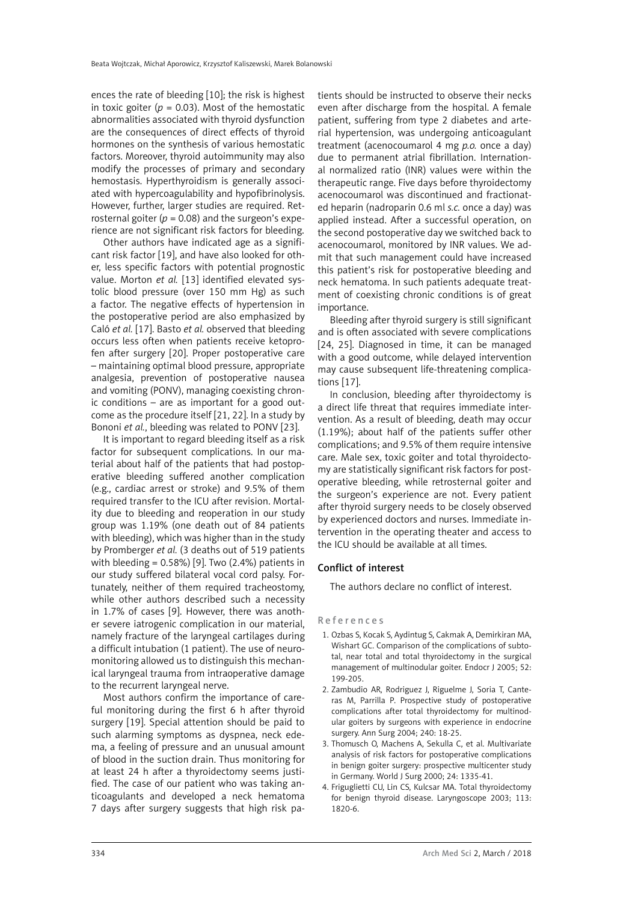ences the rate of bleeding [10]; the risk is highest in toxic goiter ($p = 0.03$). Most of the hemostatic abnormalities associated with thyroid dysfunction are the consequences of direct effects of thyroid hormones on the synthesis of various hemostatic factors. Moreover, thyroid autoimmunity may also modify the processes of primary and secondary hemostasis. Hyperthyroidism is generally associated with hypercoagulability and hypofibrinolysis. However, further, larger studies are required. Retrosternal goiter ($p = 0.08$) and the surgeon's experience are not significant risk factors for bleeding.

Other authors have indicated age as a significant risk factor [19], and have also looked for other, less specific factors with potential prognostic value. Morton *et al.* [13] identified elevated systolic blood pressure (over 150 mm Hg) as such a factor. The negative effects of hypertension in the postoperative period are also emphasized by Caló *et al.* [17]. Basto *et al.* observed that bleeding occurs less often when patients receive ketoprofen after surgery [20]. Proper postoperative care – maintaining optimal blood pressure, appropriate analgesia, prevention of postoperative nausea and vomiting (PONV), managing coexisting chronic conditions – are as important for a good outcome as the procedure itself [21, 22]. In a study by Bononi *et al.*, bleeding was related to PONV [23].

It is important to regard bleeding itself as a risk factor for subsequent complications. In our material about half of the patients that had postoperative bleeding suffered another complication (e.g., cardiac arrest or stroke) and 9.5% of them required transfer to the ICU after revision. Mortality due to bleeding and reoperation in our study group was 1.19% (one death out of 84 patients with bleeding), which was higher than in the study by Promberger *et al.* (3 deaths out of 519 patients with bleeding = 0.58%) [9]. Two (2.4%) patients in our study suffered bilateral vocal cord palsy. Fortunately, neither of them required tracheostomy, while other authors described such a necessity in 1.7% of cases [9]. However, there was another severe iatrogenic complication in our material, namely fracture of the laryngeal cartilages during a difficult intubation (1 patient). The use of neuromonitoring allowed us to distinguish this mechanical laryngeal trauma from intraoperative damage to the recurrent laryngeal nerve.

Most authors confirm the importance of careful monitoring during the first 6 h after thyroid surgery [19]. Special attention should be paid to such alarming symptoms as dyspnea, neck edema, a feeling of pressure and an unusual amount of blood in the suction drain. Thus monitoring for at least 24 h after a thyroidectomy seems justified. The case of our patient who was taking anticoagulants and developed a neck hematoma 7 days after surgery suggests that high risk patients should be instructed to observe their necks even after discharge from the hospital. A female patient, suffering from type 2 diabetes and arterial hypertension, was undergoing anticoagulant treatment (acenocoumarol 4 mg *p.o.* once a day) due to permanent atrial fibrillation. International normalized ratio (INR) values were within the therapeutic range. Five days before thyroidectomy acenocoumarol was discontinued and fractionated heparin (nadroparin 0.6 ml *s.c.* once a day) was applied instead. After a successful operation, on the second postoperative day we switched back to acenocoumarol, monitored by INR values. We admit that such management could have increased this patient's risk for postoperative bleeding and neck hematoma. In such patients adequate treatment of coexisting chronic conditions is of great importance.

Bleeding after thyroid surgery is still significant and is often associated with severe complications [24, 25]. Diagnosed in time, it can be managed with a good outcome, while delayed intervention may cause subsequent life-threatening complications [17].

In conclusion, bleeding after thyroidectomy is a direct life threat that requires immediate intervention. As a result of bleeding, death may occur (1.19%); about half of the patients suffer other complications; and 9.5% of them require intensive care. Male sex, toxic goiter and total thyroidectomy are statistically significant risk factors for postoperative bleeding, while retrosternal goiter and the surgeon's experience are not. Every patient after thyroid surgery needs to be closely observed by experienced doctors and nurses. Immediate intervention in the operating theater and access to the ICU should be available at all times.

## Conflict of interest

The authors declare no conflict of interest.

## References

1. Ozbas S, Kocak S, Aydintug S, Cakmak A, Demirkiran MA, Wishart GC. Comparison of the complications of subtotal, near total and total thyroidectomy in the surgical management of multinodular goiter. Endocr J 2005; 52: 199-205.
2. Zambudio AR, Rodriguez J, Riguelme J, Soria T, Canteras M, Parrilla P. Prospective study of postoperative complications after total thyroidectomy for multinodular goiters by surgeons with experience in endocrine surgery. Ann Surg 2004; 240: 18-25.
3. Thomusch O, Machens A, Sekulla C, et al. Multivariate analysis of risk factors for postoperative complications in benign goiter surgery: prospective multicenter study in Germany. World J Surg 2000; 24: 1335-41.
4. Friguglietti CU, Lin CS, Kulcsar MA. Total thyroidectomy for benign thyroid disease. Laryngoscope 2003; 113: 1820-6.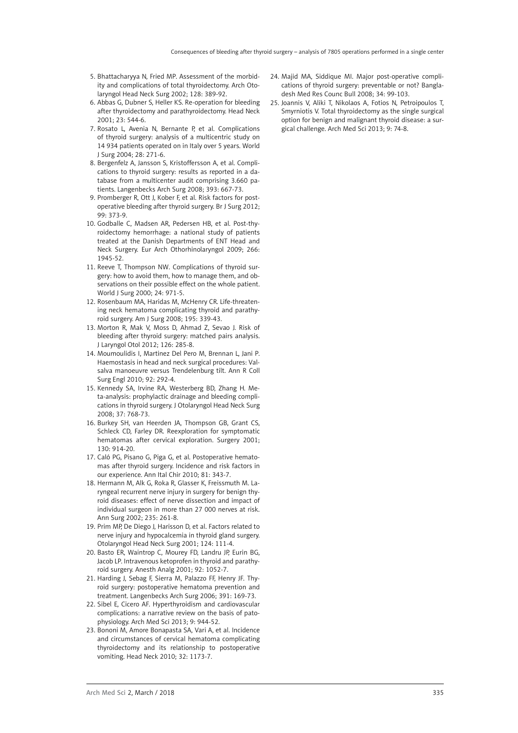5. Bhattacharyya N, Fried MP. Assessment of the morbidity and complications of total thyroidectomy. Arch Otolaryngol Head Neck Surg 2002; 128: 389-92.
6. Abbas G, Dubner S, Heller KS. Re-operation for bleeding after thyroidectomy and parathyroidectomy. Head Neck 2001; 23: 544-6.
7. Rosato L, Avenia N, Bernante P, et al. Complications of thyroid surgery: analysis of a multicentric study on 14 934 patients operated on in Italy over 5 years. World J Surg 2004; 28: 271-6.
8. Bergenfelz A, Jansson S, Kristoffersson A, et al. Complications to thyroid surgery: results as reported in a database from a multicenter audit comprising 3.660 patients. Langenbecks Arch Surg 2008; 393: 667-73.
9. Promberger R, Ott J, Kober F, et al. Risk factors for postoperative bleeding after thyroid surgery. Br J Surg 2012; 99: 373-9.
10. Godballe C, Madsen AR, Pedersen HB, et al. Post-thyroidectomy hemorrhage: a national study of patients treated at the Danish Departments of ENT Head and Neck Surgery. Eur Arch Othorhinolaryngol 2009; 266: 1945-52.
11. Reeve T, Thompson NW. Complications of thyroid surgery: how to avoid them, how to manage them, and observations on their possible effect on the whole patient. World J Surg 2000; 24: 971-5.
12. Rosenbaum MA, Haridas M, McHenry CR. Life-threatening neck hematoma complicating thyroid and parathyroid surgery. Am J Surg 2008; 195: 339-43.
13. Morton R, Mak V, Moss D, Ahmad Z, Sevao J. Risk of bleeding after thyroid surgery: matched pairs analysis. J Laryngol Otol 2012; 126: 285-8.
14. Moumoulidis I, Martinez Del Pero M, Brennan L, Jani P. Haemostasis in head and neck surgical procedures: Valsalva manoeuvre versus Trendelenburg tilt. Ann R Coll Surg Engl 2010; 92: 292-4.
15. Kennedy SA, Irvine RA, Westerberg BD, Zhang H. Meta-analysis: prophylactic drainage and bleeding complications in thyroid surgery. J Otolaryngol Head Neck Surg 2008; 37: 768-73.
16. Burkey SH, van Heerden JA, Thompson GB, Grant CS, Schleck CD, Farley DR. Reexploration for symptomatic hematomas after cervical exploration. Surgery 2001; 130: 914-20.
17. Caló PG, Pisano G, Piga G, et al. Postoperative hematomas after thyroid surgery. Incidence and risk factors in our experience. Ann Ital Chir 2010; 81: 343-7.
18. Hermann M, Alk G, Roka R, Glasser K, Freissmuth M. Laryngeal recurrent nerve injury in surgery for benign thyroid diseases: effect of nerve dissection and impact of individual surgeon in more than 27 000 nerves at risk. Ann Surg 2002; 235: 261-8.
19. Prim MP, De Diego J, Harisson D, et al. Factors related to nerve injury and hypocalcemia in thyroid gland surgery. Otolaryngol Head Neck Surg 2001; 124: 111-4.
20. Basto ER, Waintrop C, Mourey FD, Landru JP, Eurin BG, Jacob LP. Intravenous ketoprofen in thyroid and parathyroid surgery. Anesth Analg 2001; 92: 1052-7.
21. Harding J, Sebag F, Sierra M, Palazzo FF, Henry JF. Thyroid surgery: postoperative hematoma prevention and treatment. Langenbecks Arch Surg 2006; 391: 169-73.
22. Sibel E, Cicero AF. Hyperthyroidism and cardiovascular complications: a narrative review on the basis of patophysiology. Arch Med Sci 2013; 9: 944-52.
23. Bononi M, Amore Bonapasta SA, Vari A, et al. Incidence and circumstances of cervical hematoma complicating thyroidectomy and its relationship to postoperative vomiting. Head Neck 2010; 32: 1173-7.
24. Majid MA, Siddique MI. Major post-operative complications of thyroid surgery: preventable or not? Bangladesh Med Res Counc Bull 2008; 34: 99-103.
25. Joannis V, Aliki T, Nikolaos A, Fotios N, Petroipoulos T, Smyrniotis V. Total thyroidectomy as the single surgical option for benign and malignant thyroid disease: a surgical challenge. Arch Med Sci 2013; 9: 74-8.